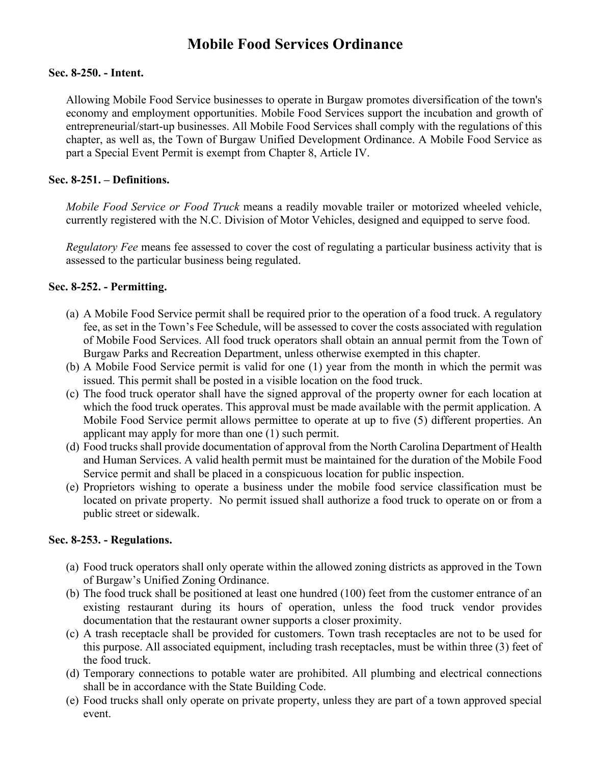# Mobile Food Services Ordinance

### Sec. 8-250. - Intent.

Allowing Mobile Food Service businesses to operate in Burgaw promotes diversification of the town's economy and employment opportunities. Mobile Food Services support the incubation and growth of entrepreneurial/start-up businesses. All Mobile Food Services shall comply with the regulations of this chapter, as well as, the Town of Burgaw Unified Development Ordinance. A Mobile Food Service as part a Special Event Permit is exempt from Chapter 8, Article IV.

### Sec. 8-251. – Definitions.

*Mobile Food Service or Food Truck* means a readily movable trailer or motorized wheeled vehicle, currently registered with the N.C. Division of Motor Vehicles, designed and equipped to serve food.

*Regulatory Fee* means fee assessed to cover the cost of regulating a particular business activity that is assessed to the particular business being regulated.

### Sec. 8-252. - Permitting.

(a) A Mobile Food Service permit shall be required prior to the operation of a food truck. A regulatory fee, as set in the Town's Fee Schedule, will be assessed to cover the costs associated with regulation of Mobile Food Services. All food truck operators shall obtain an annual permit from the Town of Burgaw Parks and Recreation Department, unless otherwise exempted in this chapter.

(b) A Mobile Food Service permit is valid for one (1) year from the month in which the permit was issued. This permit shall be posted in a visible location on the food truck.

(c) The food truck operator shall have the signed approval of the property owner for each location at which the food truck operates. This approval must be made available with the permit application. A Mobile Food Service permit allows permittee to operate at up to five (5) different properties. An applicant may apply for more than one (1) such permit.

(d) Food trucks shall provide documentation of approval from the North Carolina Department of Health and Human Services. A valid health permit must be maintained for the duration of the Mobile Food Service permit and shall be placed in a conspicuous location for public inspection.

(e) Proprietors wishing to operate a business under the mobile food service classification must be located on private property. No permit issued shall authorize a food truck to operate on or from a public street or sidewalk.

### Sec. 8-253. - Regulations.

(a) Food truck operators shall only operate within the allowed zoning districts as approved in the Town of Burgaw's Unified Zoning Ordinance.

(b) The food truck shall be positioned at least one hundred (100) feet from the customer entrance of an existing restaurant during its hours of operation, unless the food truck vendor provides documentation that the restaurant owner supports a closer proximity.

(c) A trash receptacle shall be provided for customers. Town trash receptacles are not to be used for this purpose. All associated equipment, including trash receptacles, must be within three (3) feet of the food truck.

(d) Temporary connections to potable water are prohibited. All plumbing and electrical connections shall be in accordance with the State Building Code.

(e) Food trucks shall only operate on private property, unless they are part of a town approved special event.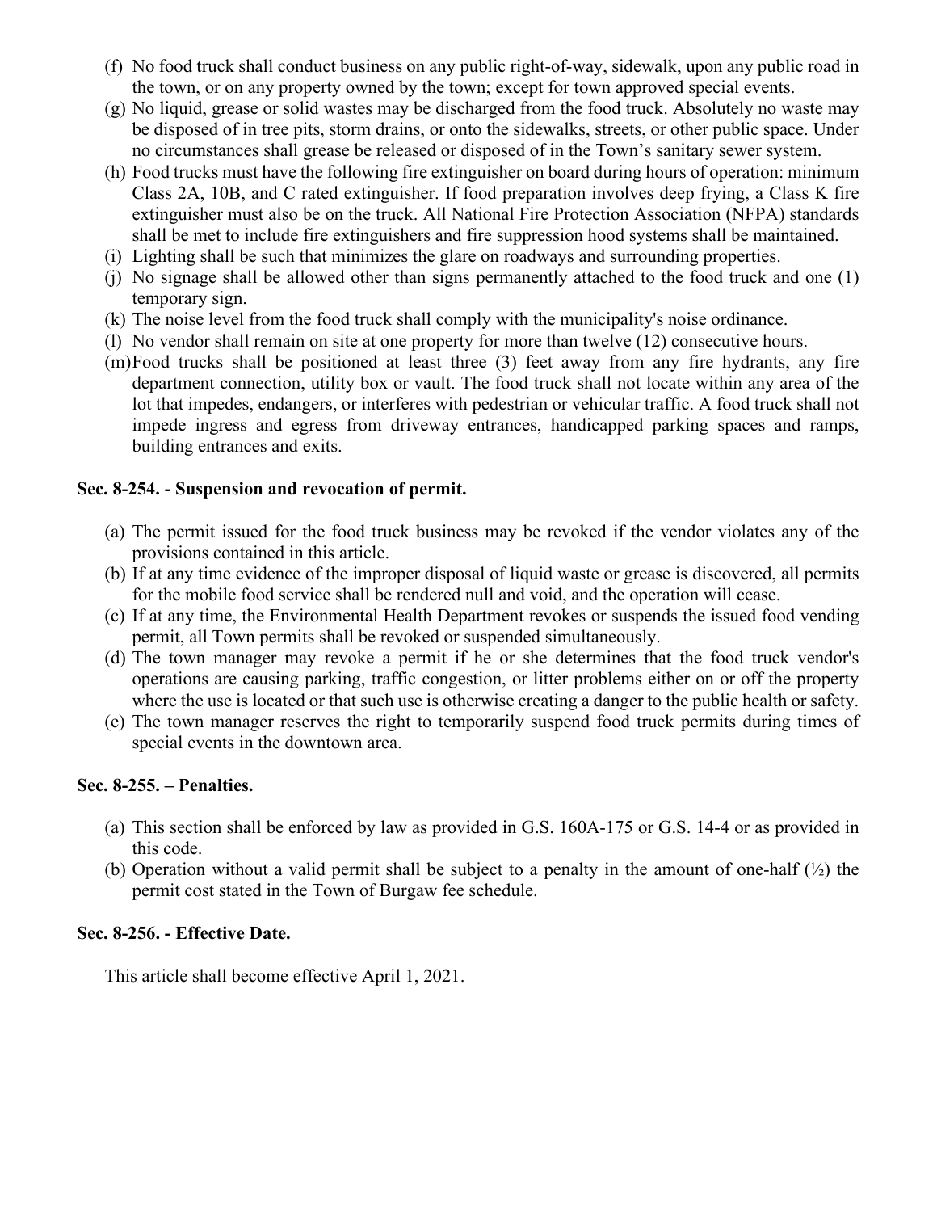(f) No food truck shall conduct business on any public right-of-way, sidewalk, upon any public road in the town, or on any property owned by the town; except for town approved special events.

(g) No liquid, grease or solid wastes may be discharged from the food truck. Absolutely no waste may be disposed of in tree pits, storm drains, or onto the sidewalks, streets, or other public space. Under no circumstances shall grease be released or disposed of in the Town's sanitary sewer system.

(h) Food trucks must have the following fire extinguisher on board during hours of operation: minimum Class 2A, 10B, and C rated extinguisher. If food preparation involves deep frying, a Class K fire extinguisher must also be on the truck. All National Fire Protection Association (NFPA) standards shall be met to include fire extinguishers and fire suppression hood systems shall be maintained.

(i) Lighting shall be such that minimizes the glare on roadways and surrounding properties.

(j) No signage shall be allowed other than signs permanently attached to the food truck and one (1) temporary sign.

(k) The noise level from the food truck shall comply with the municipality's noise ordinance.

(l) No vendor shall remain on site at one property for more than twelve (12) consecutive hours.

(m) Food trucks shall be positioned at least three (3) feet away from any fire hydrants, any fire department connection, utility box or vault. The food truck shall not locate within any area of the lot that impedes, endangers, or interferes with pedestrian or vehicular traffic. A food truck shall not impede ingress and egress from driveway entrances, handicapped parking spaces and ramps, building entrances and exits.

### Sec. 8-254. - Suspension and revocation of permit.

(a) The permit issued for the food truck business may be revoked if the vendor violates any of the provisions contained in this article.

(b) If at any time evidence of the improper disposal of liquid waste or grease is discovered, all permits for the mobile food service shall be rendered null and void, and the operation will cease.

(c) If at any time, the Environmental Health Department revokes or suspends the issued food vending permit, all Town permits shall be revoked or suspended simultaneously.

(d) The town manager may revoke a permit if he or she determines that the food truck vendor's operations are causing parking, traffic congestion, or litter problems either on or off the property where the use is located or that such use is otherwise creating a danger to the public health or safety.

(e) The town manager reserves the right to temporarily suspend food truck permits during times of special events in the downtown area.

### Sec. 8-255. – Penalties.

(a) This section shall be enforced by law as provided in G.S. 160A-175 or G.S. 14-4 or as provided in this code.

(b) Operation without a valid permit shall be subject to a penalty in the amount of one-half (½) the permit cost stated in the Town of Burgaw fee schedule.

### Sec. 8-256. - Effective Date.

This article shall become effective April 1, 2021.